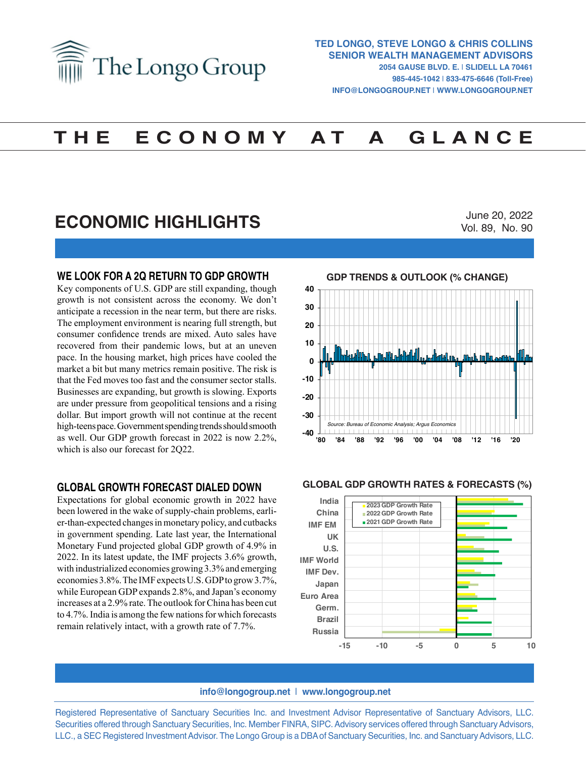# The Longo Group

**TED LONGO, STEVE LONGO & CHRIS COLLINS**
**SENIOR WEALTH MANAGEMENT ADVISORS**
2054 GAUSE BLVD. E. | SLIDELL LA 70461
985-445-1042 | 833-475-6646 (Toll-Free)
INFO@LONGOGROUP.NET | WWW.LONGOGROUP.NET

# THE ECONOMY AT A GLANCE

## ECONOMIC HIGHLIGHTS

June 20, 2022
Vol. 89, No. 90

### WE LOOK FOR A 2Q RETURN TO GDP GROWTH

Key components of U.S. GDP are still expanding, though growth is not consistent across the economy. We don't anticipate a recession in the near term, but there are risks. The employment environment is nearing full strength, but consumer confidence trends are mixed. Auto sales have recovered from their pandemic lows, but at an uneven pace. In the housing market, high prices have cooled the market a bit but many metrics remain positive. The risk is that the Fed moves too fast and the consumer sector stalls. Businesses are expanding, but growth is slowing. Exports are under pressure from geopolitical tensions and a rising dollar. But import growth will not continue at the recent high-teens pace. Government spending trends should smooth as well. Our GDP growth forecast in 2022 is now 2.2%, which is also our forecast for 2Q22.

**GDP TRENDS & OUTLOOK (% CHANGE)**

*Source: Bureau of Economic Analysis; Argus Economics*

### GLOBAL GROWTH FORECAST DIALED DOWN

Expectations for global economic growth in 2022 have been lowered in the wake of supply-chain problems, earlier-than-expected changes in monetary policy, and cutbacks in government spending. Late last year, the International Monetary Fund projected global GDP growth of 4.9% in 2022. In its latest update, the IMF projects 3.6% growth, with industrialized economies growing 3.3% and emerging economies 3.8%. The IMF expects U.S. GDP to grow 3.7%, while European GDP expands 2.8%, and Japan's economy increases at a 2.9% rate. The outlook for China has been cut to 4.7%. India is among the few nations for which forecasts remain relatively intact, with a growth rate of 7.7%.

**GLOBAL GDP GROWTH RATES & FORECASTS (%)**

---

info@longogroup.net | www.longogroup.net

Registered Representative of Sanctuary Securities Inc. and Investment Advisor Representative of Sanctuary Advisors, LLC. Securities offered through Sanctuary Securities, Inc. Member FINRA, SIPC. Advisory services offered through Sanctuary Advisors, LLC., a SEC Registered Investment Advisor. The Longo Group is a DBA of Sanctuary Securities, Inc. and Sanctuary Advisors, LLC.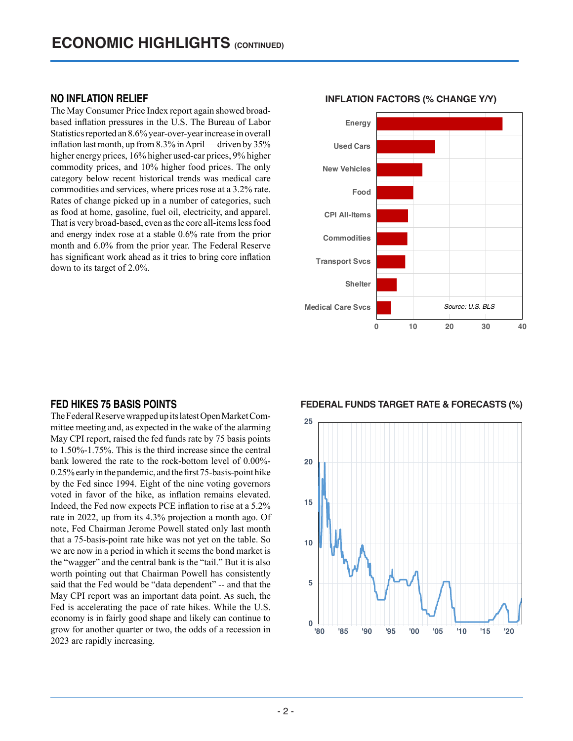# ECONOMIC HIGHLIGHTS (CONTINUED)

## NO INFLATION RELIEF

The May Consumer Price Index report again showed broad-based inflation pressures in the U.S. The Bureau of Labor Statistics reported an 8.6% year-over-year increase in overall inflation last month, up from 8.3% in April — driven by 35% higher energy prices, 16% higher used-car prices, 9% higher commodity prices, and 10% higher food prices. The only category below recent historical trends was medical care commodities and services, where prices rose at a 3.2% rate. Rates of change picked up in a number of categories, such as food at home, gasoline, fuel oil, electricity, and apparel. That is very broad-based, even as the core all-items less food and energy index rose at a stable 0.6% rate from the prior month and 6.0% from the prior year. The Federal Reserve has significant work ahead as it tries to bring core inflation down to its target of 2.0%.

**INFLATION FACTORS (% CHANGE Y/Y)**

Energy, Used Cars, New Vehicles, Food, CPI All-Items, Commodities, Transport Svcs, Shelter, Medical Care Svcs

Source: U.S. BLS

## FED HIKES 75 BASIS POINTS

The Federal Reserve wrapped up its latest Open Market Committee meeting and, as expected in the wake of the alarming May CPI report, raised the fed funds rate by 75 basis points to 1.50%-1.75%. This is the third increase since the central bank lowered the rate to the rock-bottom level of 0.00%-0.25% early in the pandemic, and the first 75-basis-point hike by the Fed since 1994. Eight of the nine voting governors voted in favor of the hike, as inflation remains elevated. Indeed, the Fed now expects PCE inflation to rise at a 5.2% rate in 2022, up from its 4.3% projection a month ago. Of note, Fed Chairman Jerome Powell stated only last month that a 75-basis-point rate hike was not yet on the table. So we are now in a period in which it seems the bond market is the "wagger" and the central bank is the "tail." But it is also worth pointing out that Chairman Powell has consistently said that the Fed would be "data dependent" -- and that the May CPI report was an important data point. As such, the Fed is accelerating the pace of rate hikes. While the U.S. economy is in fairly good shape and likely can continue to grow for another quarter or two, the odds of a recession in 2023 are rapidly increasing.

**FEDERAL FUNDS TARGET RATE & FORECASTS (%)**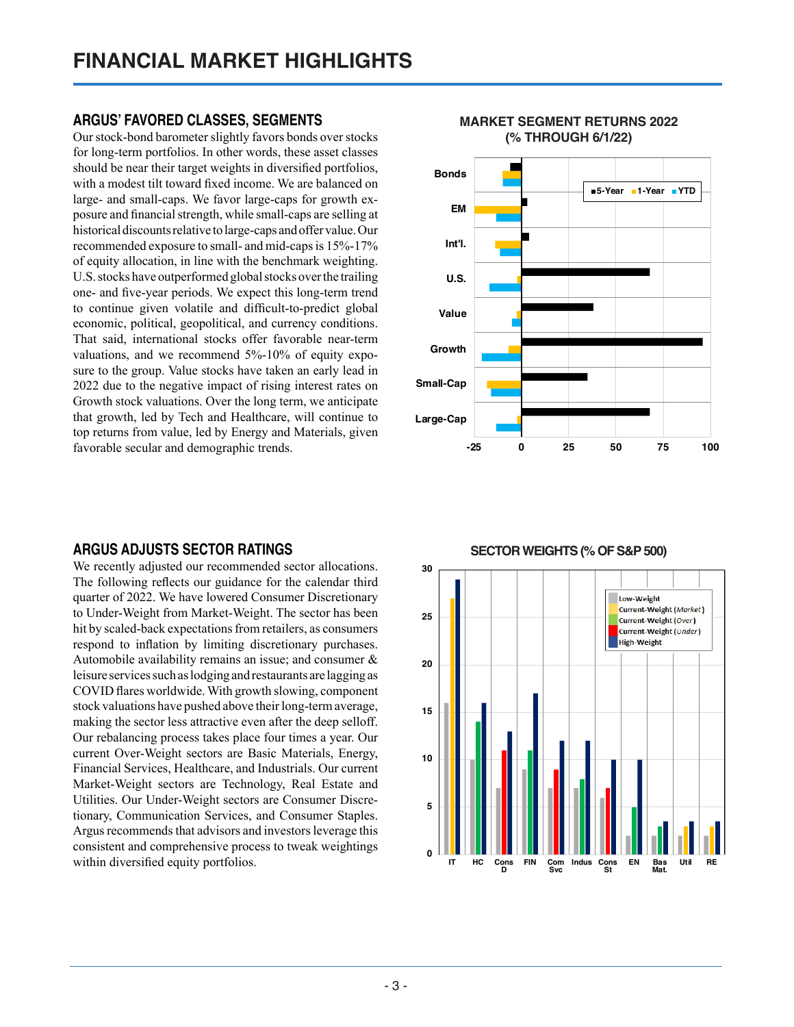# FINANCIAL MARKET HIGHLIGHTS

## ARGUS' FAVORED CLASSES, SEGMENTS

Our stock-bond barometer slightly favors bonds over stocks for long-term portfolios. In other words, these asset classes should be near their target weights in diversified portfolios, with a modest tilt toward fixed income. We are balanced on large- and small-caps. We favor large-caps for growth exposure and financial strength, while small-caps are selling at historical discounts relative to large-caps and offer value. Our recommended exposure to small- and mid-caps is 15%-17% of equity allocation, in line with the benchmark weighting. U.S. stocks have outperformed global stocks over the trailing one- and five-year periods. We expect this long-term trend to continue given volatile and difficult-to-predict global economic, political, geopolitical, and currency conditions. That said, international stocks offer favorable near-term valuations, and we recommend 5%-10% of equity exposure to the group. Value stocks have taken an early lead in 2022 due to the negative impact of rising interest rates on Growth stock valuations. Over the long term, we anticipate that growth, led by Tech and Healthcare, will continue to top returns from value, led by Energy and Materials, given favorable secular and demographic trends.

**MARKET SEGMENT RETURNS 2022 (% THROUGH 6/1/22)**

## ARGUS ADJUSTS SECTOR RATINGS

We recently adjusted our recommended sector allocations. The following reflects our guidance for the calendar third quarter of 2022. We have lowered Consumer Discretionary to Under-Weight from Market-Weight. The sector has been hit by scaled-back expectations from retailers, as consumers respond to inflation by limiting discretionary purchases. Automobile availability remains an issue; and consumer & leisure services such as lodging and restaurants are lagging as COVID flares worldwide. With growth slowing, component stock valuations have pushed above their long-term average, making the sector less attractive even after the deep selloff. Our rebalancing process takes place four times a year. Our current Over-Weight sectors are Basic Materials, Energy, Financial Services, Healthcare, and Industrials. Our current Market-Weight sectors are Technology, Real Estate and Utilities. Our Under-Weight sectors are Consumer Discretionary, Communication Services, and Consumer Staples. Argus recommends that advisors and investors leverage this consistent and comprehensive process to tweak weightings within diversified equity portfolios.

**SECTOR WEIGHTS (% OF S&P 500)**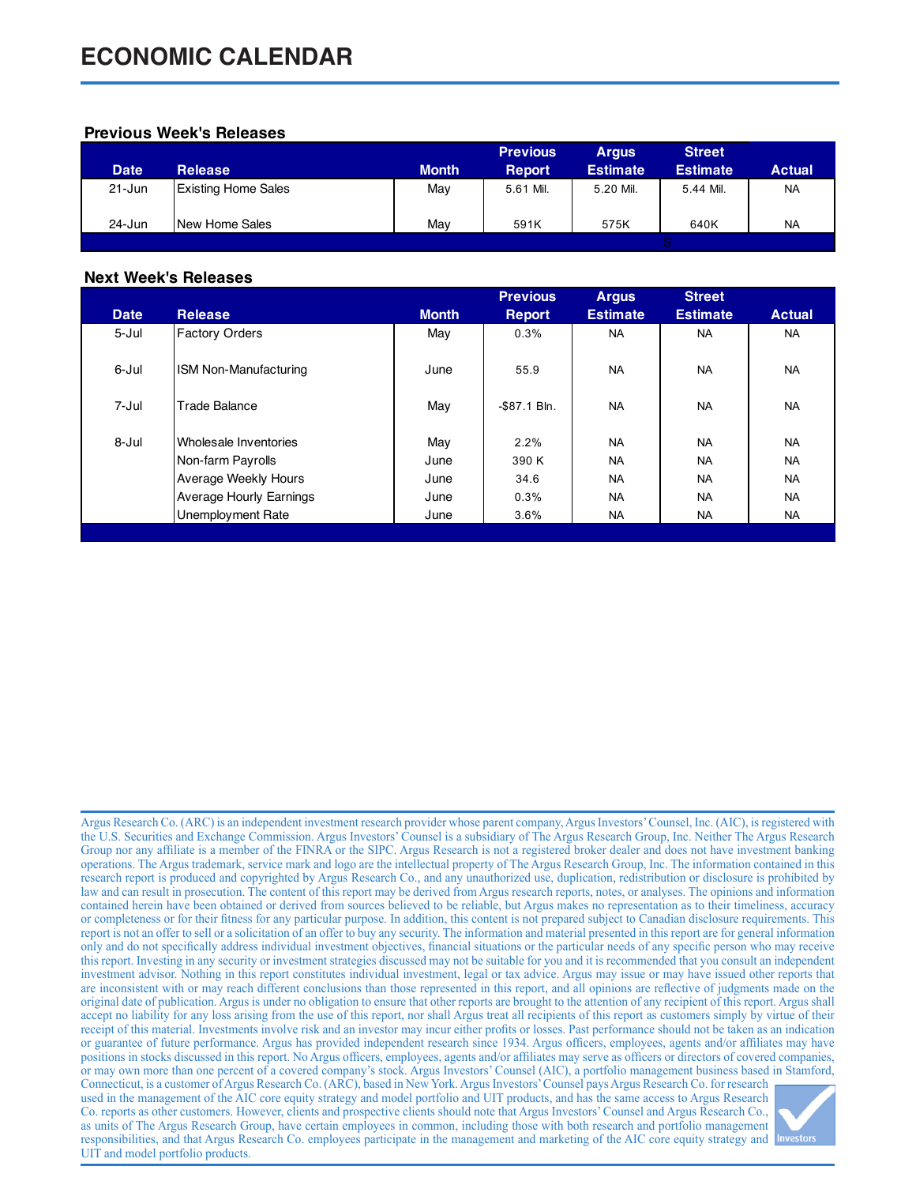# ECONOMIC CALENDAR

### Previous Week's Releases

| Date | Release | Month | Previous Report | Argus Estimate | Street Estimate | Actual |
|---|---|---|---|---|---|---|
| 21-Jun | Existing Home Sales | May | 5.61 Mil. | 5.20 Mil. | 5.44 Mil. | NA |
| 24-Jun | New Home Sales | May | 591K | 575K | 640K | NA |

### Next Week's Releases

| Date | Release | Month | Previous Report | Argus Estimate | Street Estimate | Actual |
|---|---|---|---|---|---|---|
| 5-Jul | Factory Orders | May | 0.3% | NA | NA | NA |
| 6-Jul | ISM Non-Manufacturing | June | 55.9 | NA | NA | NA |
| 7-Jul | Trade Balance | May | -$87.1 Bln. | NA | NA | NA |
| 8-Jul | Wholesale Inventories | May | 2.2% | NA | NA | NA |
| | Non-farm Payrolls | June | 390 K | NA | NA | NA |
| | Average Weekly Hours | June | 34.6 | NA | NA | NA |
| | Average Hourly Earnings | June | 0.3% | NA | NA | NA |
| | Unemployment Rate | June | 3.6% | NA | NA | NA |

Argus Research Co. (ARC) is an independent investment research provider whose parent company, Argus Investors' Counsel, Inc. (AIC), is registered with the U.S. Securities and Exchange Commission. Argus Investors' Counsel is a subsidiary of The Argus Research Group, Inc. Neither The Argus Research Group nor any affiliate is a member of the FINRA or the SIPC. Argus Research is not a registered broker dealer and does not have investment banking operations. The Argus trademark, service mark and logo are the intellectual property of The Argus Research Group, Inc. The information contained in this research report is produced and copyrighted by Argus Research Co., and any unauthorized use, duplication, redistribution or disclosure is prohibited by law and can result in prosecution. The content of this report may be derived from Argus research reports, notes, or analyses. The opinions and information contained herein have been obtained or derived from sources believed to be reliable, but Argus makes no representation as to their timeliness, accuracy or completeness or for their fitness for any particular purpose. In addition, this content is not prepared subject to Canadian disclosure requirements. This report is not an offer to sell or a solicitation of an offer to buy any security. The information and material presented in this report are for general information only and do not specifically address individual investment objectives, financial situations or the particular needs of any specific person who may receive this report. Investing in any security or investment strategies discussed may not be suitable for you and it is recommended that you consult an independent investment advisor. Nothing in this report constitutes individual investment, legal or tax advice. Argus may issue or may have issued other reports that are inconsistent with or may reach different conclusions than those represented in this report, and all opinions are reflective of judgments made on the original date of publication. Argus is under no obligation to ensure that other reports are brought to the attention of any recipient of this report. Argus shall accept no liability for any loss arising from the use of this report, nor shall Argus treat all recipients of this report as customers simply by virtue of their receipt of this material. Investments involve risk and an investor may incur either profits or losses. Past performance should not be taken as an indication or guarantee of future performance. Argus has provided independent research since 1934. Argus officers, employees, agents and/or affiliates may have positions in stocks discussed in this report. No Argus officers, employees, agents and/or affiliates may serve as officers or directors of covered companies, or may own more than one percent of a covered company's stock. Argus Investors' Counsel (AIC), a portfolio management business based in Stamford, Connecticut, is a customer of Argus Research Co. (ARC), based in New York. Argus Investors' Counsel pays Argus Research Co. for research used in the management of the AIC core equity strategy and model portfolio and UIT products, and has the same access to Argus Research Co. reports as other customers. However, clients and prospective clients should note that Argus Investors' Counsel and Argus Research Co., as units of The Argus Research Group, have certain employees in common, including those with both research and portfolio management responsibilities, and that Argus Research Co. employees participate in the management and marketing of the AIC core equity strategy and UIT and model portfolio products.